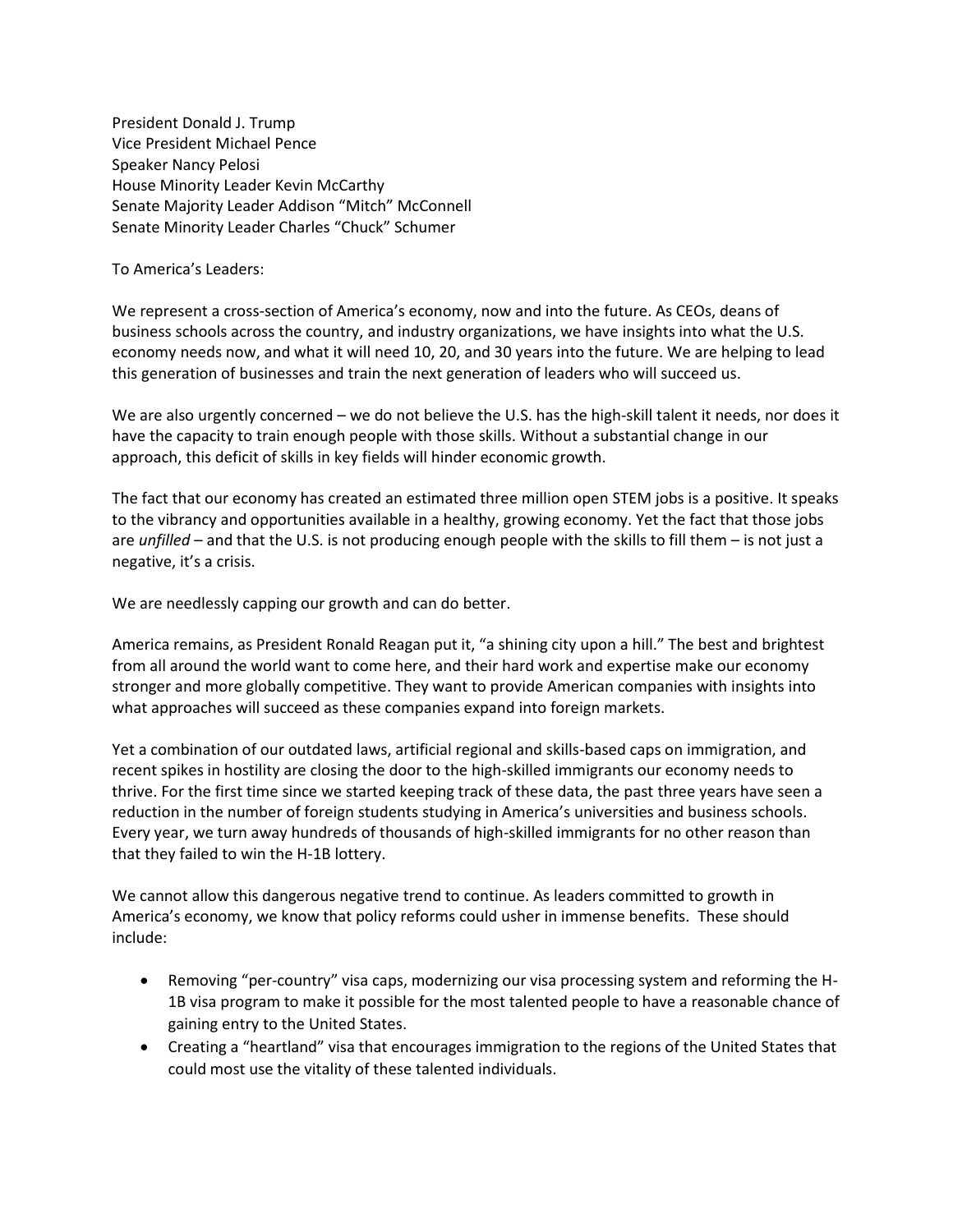President Donald J. Trump
Vice President Michael Pence
Speaker Nancy Pelosi
House Minority Leader Kevin McCarthy
Senate Majority Leader Addison "Mitch" McConnell
Senate Minority Leader Charles "Chuck" Schumer

To America's Leaders:

We represent a cross-section of America's economy, now and into the future. As CEOs, deans of business schools across the country, and industry organizations, we have insights into what the U.S. economy needs now, and what it will need 10, 20, and 30 years into the future. We are helping to lead this generation of businesses and train the next generation of leaders who will succeed us.

We are also urgently concerned – we do not believe the U.S. has the high-skill talent it needs, nor does it have the capacity to train enough people with those skills. Without a substantial change in our approach, this deficit of skills in key fields will hinder economic growth.

The fact that our economy has created an estimated three million open STEM jobs is a positive. It speaks to the vibrancy and opportunities available in a healthy, growing economy. Yet the fact that those jobs are *unfilled* – and that the U.S. is not producing enough people with the skills to fill them – is not just a negative, it's a crisis.

We are needlessly capping our growth and can do better.

America remains, as President Ronald Reagan put it, "a shining city upon a hill." The best and brightest from all around the world want to come here, and their hard work and expertise make our economy stronger and more globally competitive. They want to provide American companies with insights into what approaches will succeed as these companies expand into foreign markets.

Yet a combination of our outdated laws, artificial regional and skills-based caps on immigration, and recent spikes in hostility are closing the door to the high-skilled immigrants our economy needs to thrive. For the first time since we started keeping track of these data, the past three years have seen a reduction in the number of foreign students studying in America's universities and business schools. Every year, we turn away hundreds of thousands of high-skilled immigrants for no other reason than that they failed to win the H-1B lottery.

We cannot allow this dangerous negative trend to continue. As leaders committed to growth in America's economy, we know that policy reforms could usher in immense benefits. These should include:

- Removing "per-country" visa caps, modernizing our visa processing system and reforming the H-1B visa program to make it possible for the most talented people to have a reasonable chance of gaining entry to the United States.
- Creating a "heartland" visa that encourages immigration to the regions of the United States that could most use the vitality of these talented individuals.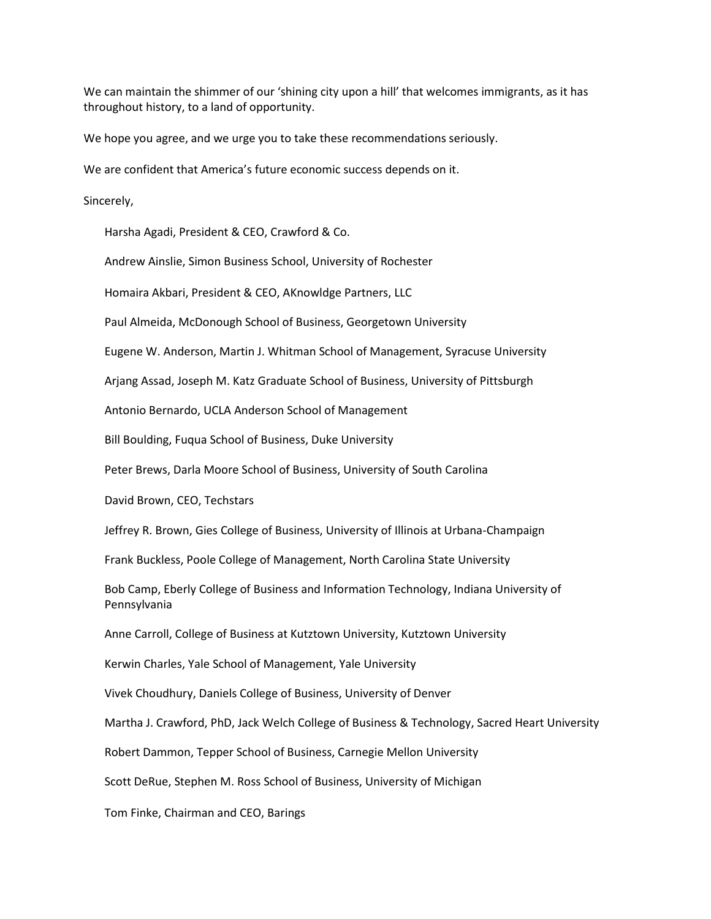We can maintain the shimmer of our 'shining city upon a hill' that welcomes immigrants, as it has throughout history, to a land of opportunity.

We hope you agree, and we urge you to take these recommendations seriously.

We are confident that America's future economic success depends on it.

Sincerely,

Harsha Agadi, President & CEO, Crawford & Co.

Andrew Ainslie, Simon Business School, University of Rochester

Homaira Akbari, President & CEO, AKnowldge Partners, LLC

Paul Almeida, McDonough School of Business, Georgetown University

Eugene W. Anderson, Martin J. Whitman School of Management, Syracuse University

Arjang Assad, Joseph M. Katz Graduate School of Business, University of Pittsburgh

Antonio Bernardo, UCLA Anderson School of Management

Bill Boulding, Fuqua School of Business, Duke University

Peter Brews, Darla Moore School of Business, University of South Carolina

David Brown, CEO, Techstars

Jeffrey R. Brown, Gies College of Business, University of Illinois at Urbana-Champaign

Frank Buckless, Poole College of Management, North Carolina State University

Bob Camp, Eberly College of Business and Information Technology, Indiana University of Pennsylvania

Anne Carroll, College of Business at Kutztown University, Kutztown University

Kerwin Charles, Yale School of Management, Yale University

Vivek Choudhury, Daniels College of Business, University of Denver

Martha J. Crawford, PhD, Jack Welch College of Business & Technology, Sacred Heart University

Robert Dammon, Tepper School of Business, Carnegie Mellon University

Scott DeRue, Stephen M. Ross School of Business, University of Michigan

Tom Finke, Chairman and CEO, Barings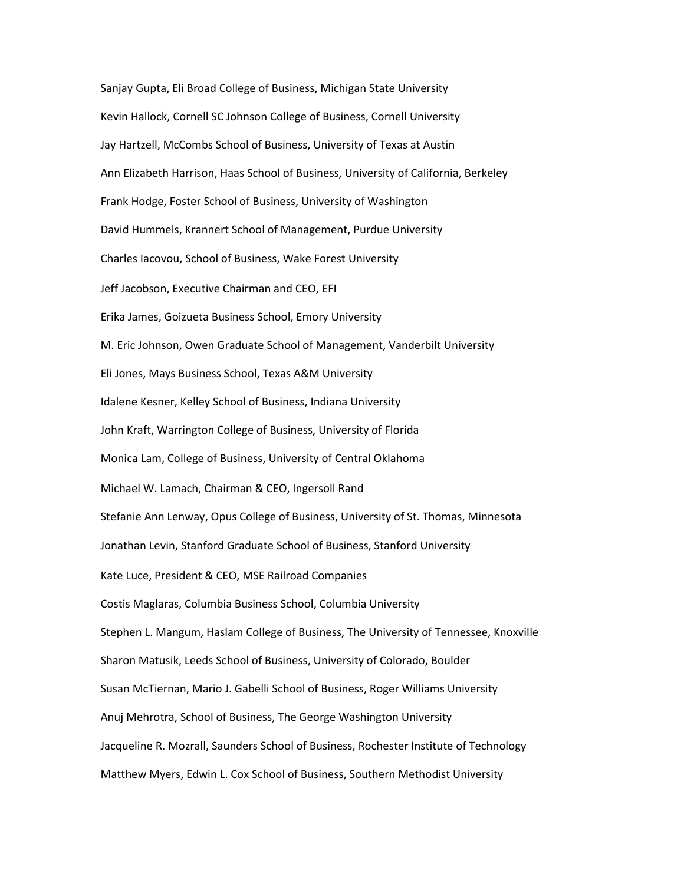Sanjay Gupta, Eli Broad College of Business, Michigan State University

Kevin Hallock, Cornell SC Johnson College of Business, Cornell University

Jay Hartzell, McCombs School of Business, University of Texas at Austin

Ann Elizabeth Harrison, Haas School of Business, University of California, Berkeley

Frank Hodge, Foster School of Business, University of Washington

David Hummels, Krannert School of Management, Purdue University

Charles Iacovou, School of Business, Wake Forest University

Jeff Jacobson, Executive Chairman and CEO, EFI

Erika James, Goizueta Business School, Emory University

M. Eric Johnson, Owen Graduate School of Management, Vanderbilt University

Eli Jones, Mays Business School, Texas A&M University

Idalene Kesner, Kelley School of Business, Indiana University

John Kraft, Warrington College of Business, University of Florida

Monica Lam, College of Business, University of Central Oklahoma

Michael W. Lamach, Chairman & CEO, Ingersoll Rand

Stefanie Ann Lenway, Opus College of Business, University of St. Thomas, Minnesota

Jonathan Levin, Stanford Graduate School of Business, Stanford University

Kate Luce, President & CEO, MSE Railroad Companies

Costis Maglaras, Columbia Business School, Columbia University

Stephen L. Mangum, Haslam College of Business, The University of Tennessee, Knoxville

Sharon Matusik, Leeds School of Business, University of Colorado, Boulder

Susan McTiernan, Mario J. Gabelli School of Business, Roger Williams University

Anuj Mehrotra, School of Business, The George Washington University

Jacqueline R. Mozrall, Saunders School of Business, Rochester Institute of Technology

Matthew Myers, Edwin L. Cox School of Business, Southern Methodist University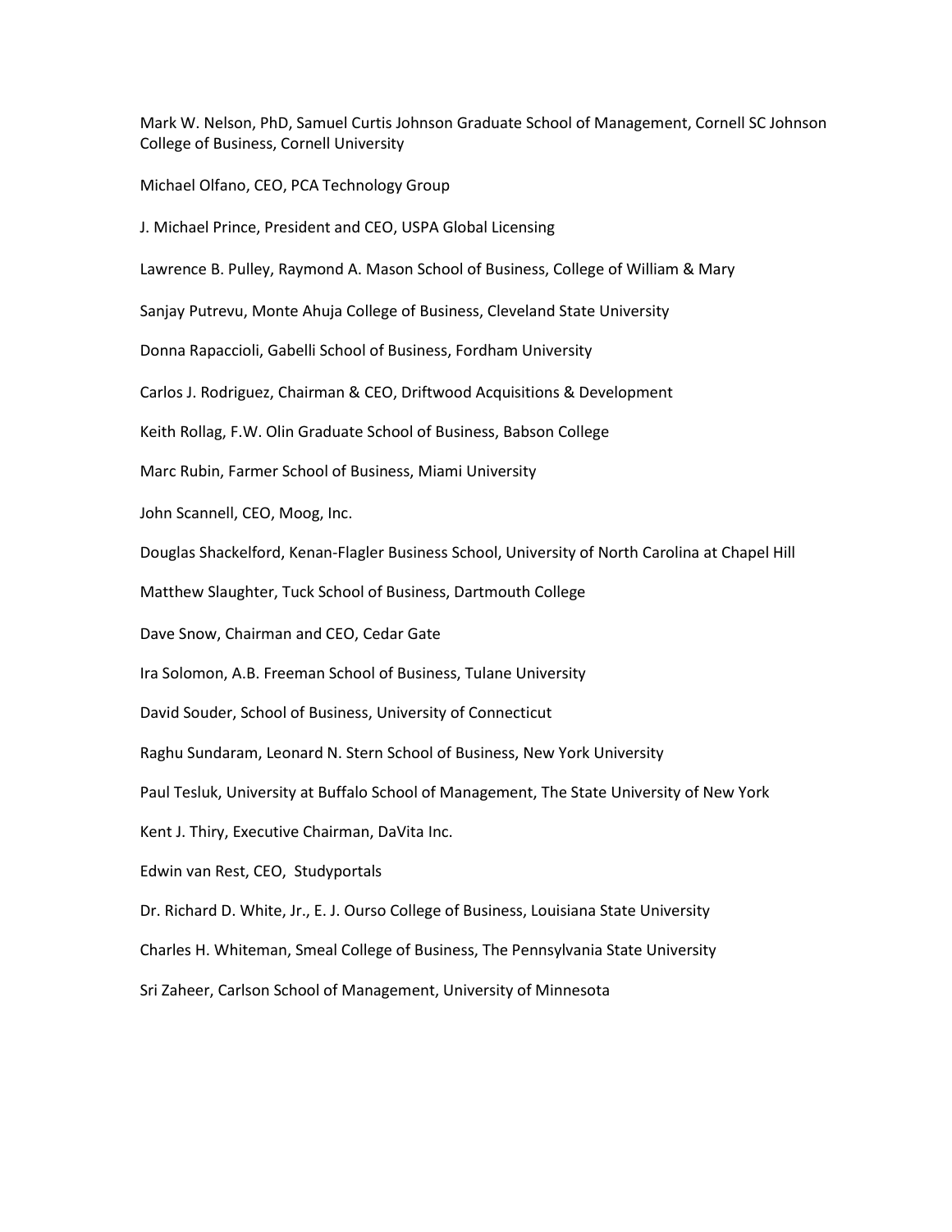Mark W. Nelson, PhD, Samuel Curtis Johnson Graduate School of Management, Cornell SC Johnson College of Business, Cornell University

Michael Olfano, CEO, PCA Technology Group

J. Michael Prince, President and CEO, USPA Global Licensing

Lawrence B. Pulley, Raymond A. Mason School of Business, College of William & Mary

Sanjay Putrevu, Monte Ahuja College of Business, Cleveland State University

Donna Rapaccioli, Gabelli School of Business, Fordham University

Carlos J. Rodriguez, Chairman & CEO, Driftwood Acquisitions & Development

Keith Rollag, F.W. Olin Graduate School of Business, Babson College

Marc Rubin, Farmer School of Business, Miami University

John Scannell, CEO, Moog, Inc.

Douglas Shackelford, Kenan-Flagler Business School, University of North Carolina at Chapel Hill

Matthew Slaughter, Tuck School of Business, Dartmouth College

Dave Snow, Chairman and CEO, Cedar Gate

Ira Solomon, A.B. Freeman School of Business, Tulane University

David Souder, School of Business, University of Connecticut

Raghu Sundaram, Leonard N. Stern School of Business, New York University

Paul Tesluk, University at Buffalo School of Management, The State University of New York

Kent J. Thiry, Executive Chairman, DaVita Inc.

Edwin van Rest, CEO, Studyportals

Dr. Richard D. White, Jr., E. J. Ourso College of Business, Louisiana State University

Charles H. Whiteman, Smeal College of Business, The Pennsylvania State University

Sri Zaheer, Carlson School of Management, University of Minnesota